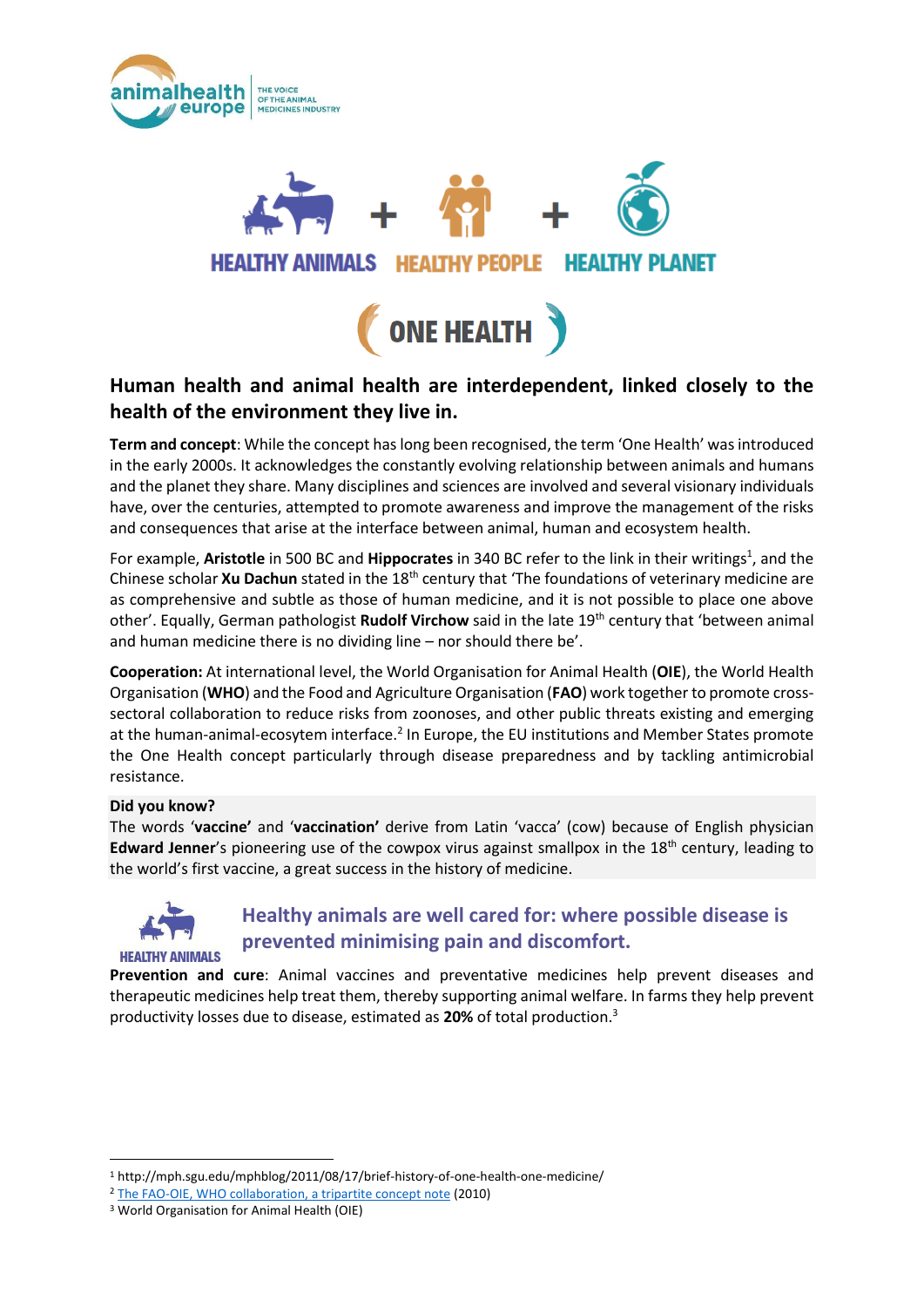animalhealth europe THE VOICE OF THE ANIMAL MEDICINES INDUSTRY

HEALTHY ANIMALS + HEALTHY PEOPLE + HEALTHY PLANET

# ONE HEALTH

## Human health and animal health are interdependent, linked closely to the health of the environment they live in.

**Term and concept**: While the concept has long been recognised, the term 'One Health' was introduced in the early 2000s. It acknowledges the constantly evolving relationship between animals and humans and the planet they share. Many disciplines and sciences are involved and several visionary individuals have, over the centuries, attempted to promote awareness and improve the management of the risks and consequences that arise at the interface between animal, human and ecosystem health.

For example, **Aristotle** in 500 BC and **Hippocrates** in 340 BC refer to the link in their writings[1], and the Chinese scholar **Xu Dachun** stated in the 18th century that 'The foundations of veterinary medicine are as comprehensive and subtle as those of human medicine, and it is not possible to place one above other'. Equally, German pathologist **Rudolf Virchow** said in the late 19th century that 'between animal and human medicine there is no dividing line – nor should there be'.

**Cooperation:** At international level, the World Organisation for Animal Health (**OIE**), the World Health Organisation (**WHO**) and the Food and Agriculture Organisation (**FAO**) work together to promote cross-sectoral collaboration to reduce risks from zoonoses, and other public threats existing and emerging at the human-animal-ecosytem interface.[2] In Europe, the EU institutions and Member States promote the One Health concept particularly through disease preparedness and by tackling antimicrobial resistance.

**Did you know?**
The words '**vaccine'** and '**vaccination'** derive from Latin 'vacca' (cow) because of English physician **Edward Jenner**'s pioneering use of the cowpox virus against smallpox in the 18th century, leading to the world's first vaccine, a great success in the history of medicine.

HEALTHY ANIMALS

### Healthy animals are well cared for: where possible disease is prevented minimising pain and discomfort.

**Prevention and cure**: Animal vaccines and preventative medicines help prevent diseases and therapeutic medicines help treat them, thereby supporting animal welfare. In farms they help prevent productivity losses due to disease, estimated as **20%** of total production.[3]

---

[1] http://mph.sgu.edu/mphblog/2011/08/17/brief-history-of-one-health-one-medicine/

[2] The FAO-OIE, WHO collaboration, a tripartite concept note (2010)

[3] World Organisation for Animal Health (OIE)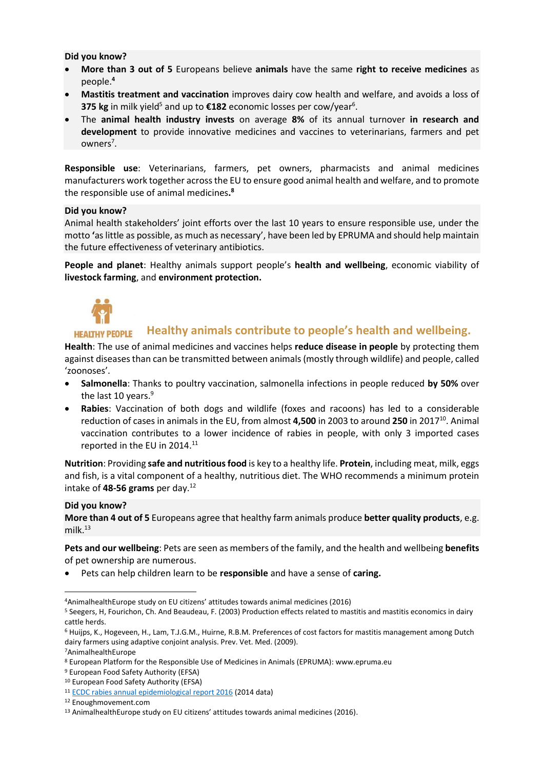**Did you know?**

- **More than 3 out of 5** Europeans believe **animals** have the same **right to receive medicines** as people.[4]
- **Mastitis treatment and vaccination** improves dairy cow health and welfare, and avoids a loss of **375 kg** in milk yield[5] and up to **€182** economic losses per cow/year[6].
- The **animal health industry invests** on average **8%** of its annual turnover **in research and development** to provide innovative medicines and vaccines to veterinarians, farmers and pet owners[7].

**Responsible use**: Veterinarians, farmers, pet owners, pharmacists and animal medicines manufacturers work together across the EU to ensure good animal health and welfare, and to promote the responsible use of animal medicines**.**[8]

**Did you know?**

Animal health stakeholders' joint efforts over the last 10 years to ensure responsible use, under the motto **'**as little as possible, as much as necessary', have been led by EPRUMA and should help maintain the future effectiveness of veterinary antibiotics.

**People and planet**: Healthy animals support people's **health and wellbeing**, economic viability of **livestock farming**, and **environment protection.**

HEALTHY PEOPLE

## Healthy animals contribute to people's health and wellbeing.

**Health**: The use of animal medicines and vaccines helps **reduce disease in people** by protecting them against diseases than can be transmitted between animals (mostly through wildlife) and people, called 'zoonoses'.

- **Salmonella**: Thanks to poultry vaccination, salmonella infections in people reduced **by 50%** over the last 10 years.[9]
- **Rabies**: Vaccination of both dogs and wildlife (foxes and racoons) has led to a considerable reduction of cases in animals in the EU, from almost **4,500** in 2003 to around **250** in 2017[10]. Animal vaccination contributes to a lower incidence of rabies in people, with only 3 imported cases reported in the EU in 2014.[11]

**Nutrition**: Providing **safe and nutritious food** is key to a healthy life. **Protein**, including meat, milk, eggs and fish, is a vital component of a healthy, nutritious diet. The WHO recommends a minimum protein intake of **48-56 grams** per day.[12]

**Did you know?**

**More than 4 out of 5** Europeans agree that healthy farm animals produce **better quality products**, e.g. milk.[13]

**Pets and our wellbeing**: Pets are seen as members of the family, and the health and wellbeing **benefits** of pet ownership are numerous.

- Pets can help children learn to be **responsible** and have a sense of **caring.**

---

[4] AnimalhealthEurope study on EU citizens' attitudes towards animal medicines (2016)

[5] Seegers, H, Fourichon, Ch. And Beaudeau, F. (2003) Production effects related to mastitis and mastitis economics in dairy cattle herds.

[6] Huijps, K., Hogeveen, H., Lam, T.J.G.M., Huirne, R.B.M. Preferences of cost factors for mastitis management among Dutch dairy farmers using adaptive conjoint analysis. Prev. Vet. Med. (2009).

[7] AnimalhealthEurope

[8] European Platform for the Responsible Use of Medicines in Animals (EPRUMA): www.epruma.eu

[9] European Food Safety Authority (EFSA)

[10] European Food Safety Authority (EFSA)

[11] ECDC rabies annual epidemiological report 2016 (2014 data)

[12] Enoughmovement.com

[13] AnimalhealthEurope study on EU citizens' attitudes towards animal medicines (2016).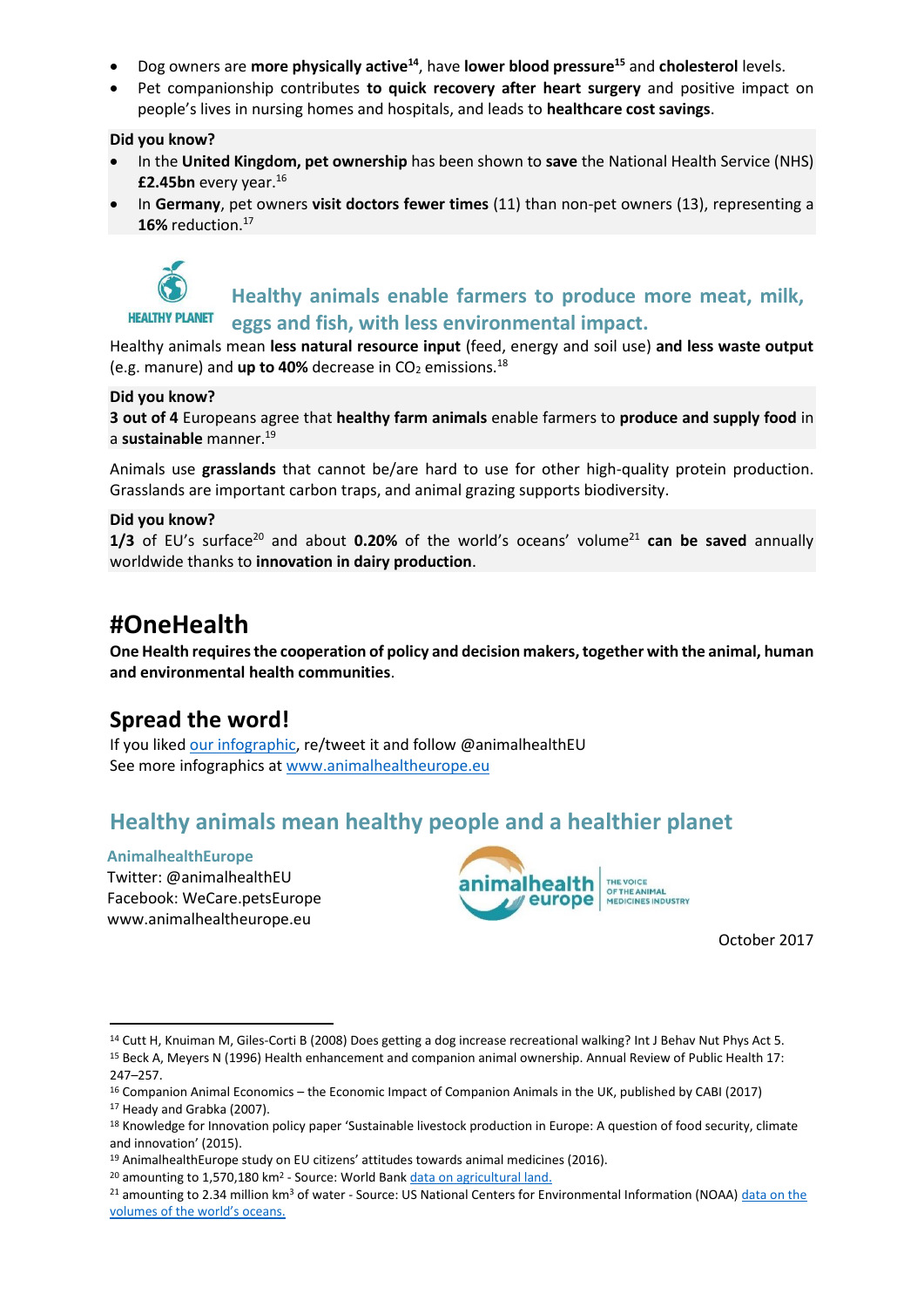- Dog owners are **more physically active**[14], have **lower blood pressure**[15] and **cholesterol** levels.
- Pet companionship contributes **to quick recovery after heart surgery** and positive impact on people's lives in nursing homes and hospitals, and leads to **healthcare cost savings**.

**Did you know?**

- In the **United Kingdom, pet ownership** has been shown to **save** the National Health Service (NHS) **£2.45bn** every year.[16]
- In **Germany**, pet owners **visit doctors fewer times** (11) than non-pet owners (13), representing a **16%** reduction.[17]

HEALTHY PLANET

## Healthy animals enable farmers to produce more meat, milk, eggs and fish, with less environmental impact.

Healthy animals mean **less natural resource input** (feed, energy and soil use) **and less waste output** (e.g. manure) and **up to 40%** decrease in $CO_2$ emissions.[18]

**Did you know?**

**3 out of 4** Europeans agree that **healthy farm animals** enable farmers to **produce and supply food** in a **sustainable** manner.[19]

Animals use **grasslands** that cannot be/are hard to use for other high-quality protein production. Grasslands are important carbon traps, and animal grazing supports biodiversity.

**Did you know?**

**1/3** of EU's surface[20] and about **0.20%** of the world's oceans' volume[21] **can be saved** annually worldwide thanks to **innovation in dairy production**.

# #OneHealth

**One Health requires the cooperation of policy and decision makers, together with the animal, human and environmental health communities**.

## Spread the word!

If you liked our infographic, re/tweet it and follow @animalhealthEU
See more infographics at www.animalhealtheurope.eu

## Healthy animals mean healthy people and a healthier planet

**AnimalhealthEurope**
Twitter: @animalhealthEU
Facebook: WeCare.petsEurope
www.animalhealtheurope.eu

animalhealth europe | THE VOICE OF THE ANIMAL MEDICINES INDUSTRY

October 2017

---

[14] Cutt H, Knuiman M, Giles-Corti B (2008) Does getting a dog increase recreational walking? Int J Behav Nut Phys Act 5.
[15] Beck A, Meyers N (1996) Health enhancement and companion animal ownership. Annual Review of Public Health 17: 247–257.
[16] Companion Animal Economics – the Economic Impact of Companion Animals in the UK, published by CABI (2017)
[17] Heady and Grabka (2007).
[18] Knowledge for Innovation policy paper 'Sustainable livestock production in Europe: A question of food security, climate and innovation' (2015).
[19] AnimalhealthEurope study on EU citizens' attitudes towards animal medicines (2016).
[20] amounting to 1,570,180 km$^2$ - Source: World Bank data on agricultural land.
[21] amounting to 2.34 million km$^3$ of water - Source: US National Centers for Environmental Information (NOAA) data on the volumes of the world's oceans.